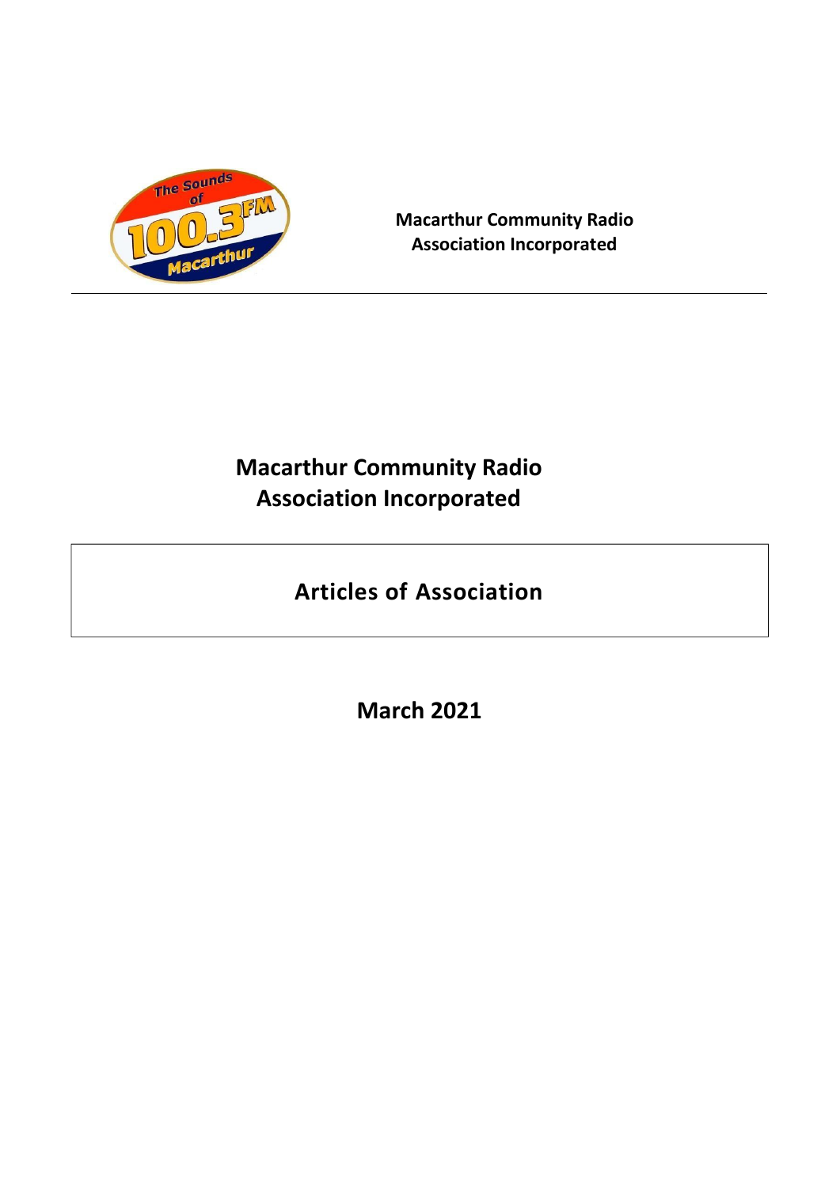**Macarthur Community Radio Association Incorporated**

# Macarthur Community Radio Association Incorporated

## Articles of Association

## March 2021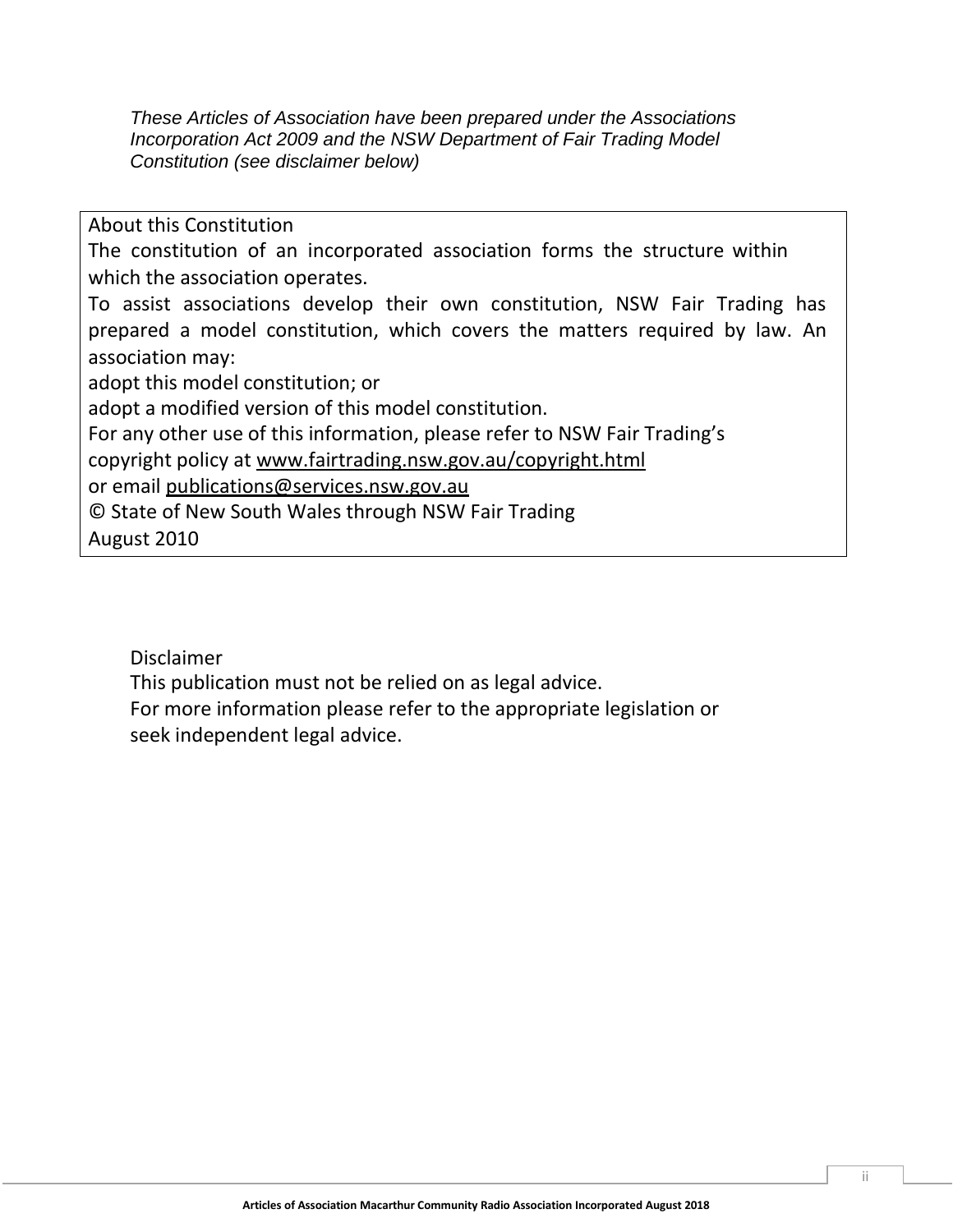*These Articles of Association have been prepared under the Associations Incorporation Act 2009 and the NSW Department of Fair Trading Model Constitution (see disclaimer below)*

About this Constitution

The constitution of an incorporated association forms the structure within which the association operates.

To assist associations develop their own constitution, NSW Fair Trading has prepared a model constitution, which covers the matters required by law. An association may:

adopt this model constitution; or

adopt a modified version of this model constitution.

For any other use of this information, please refer to NSW Fair Trading's copyright policy at www.fairtrading.nsw.gov.au/copyright.html

or email publications@services.nsw.gov.au

© State of New South Wales through NSW Fair Trading

August 2010

Disclaimer

This publication must not be relied on as legal advice.

For more information please refer to the appropriate legislation or seek independent legal advice.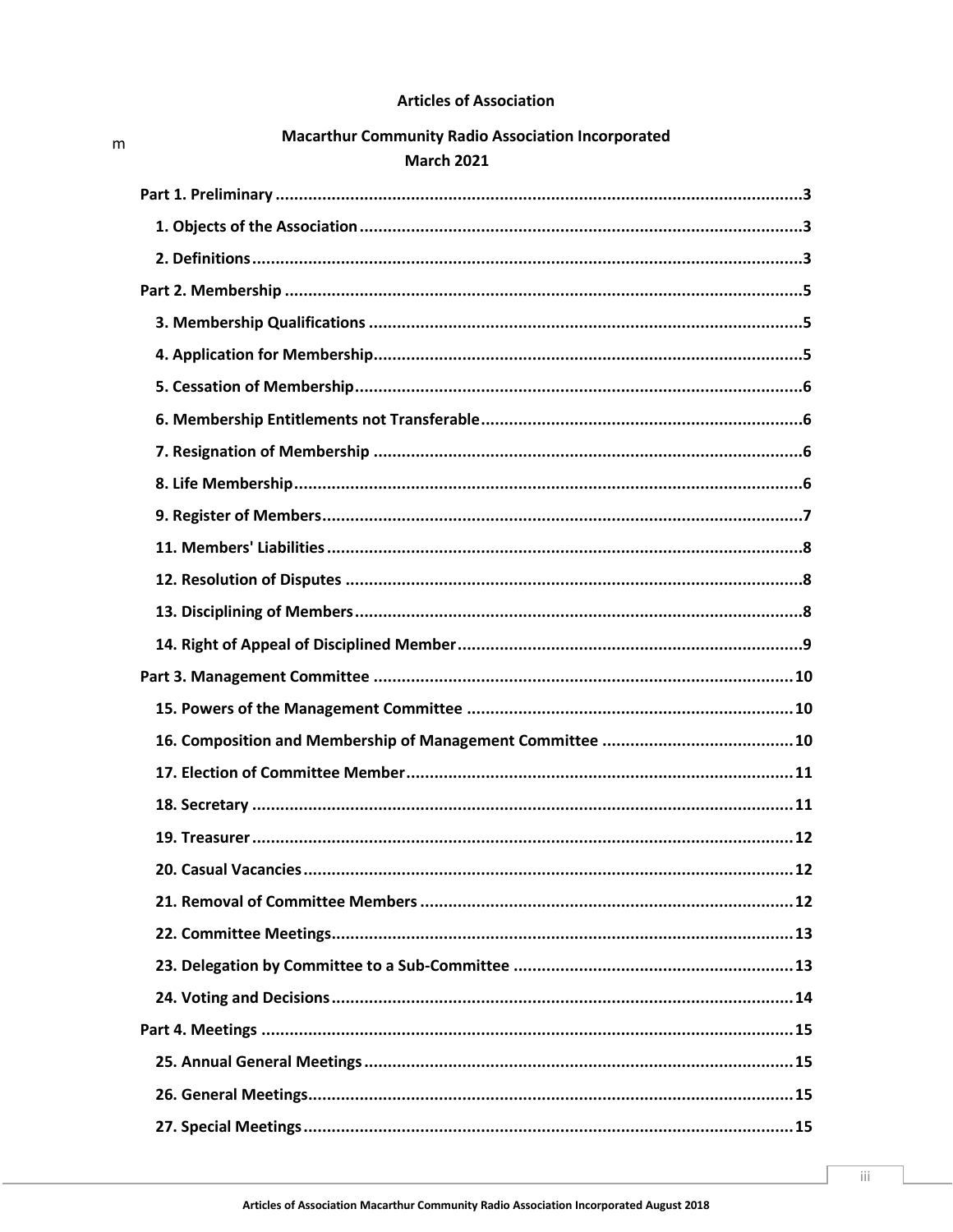**Articles of Association**

m

**Macarthur Community Radio Association Incorporated**
**March 2021**

- **Part 1. Preliminary** ....... 3
  - **1. Objects of the Association** ....... 3
  - **2. Definitions** ....... 3
- **Part 2. Membership** ....... 5
  - **3. Membership Qualifications** ....... 5
  - **4. Application for Membership** ....... 5
  - **5. Cessation of Membership** ....... 6
  - **6. Membership Entitlements not Transferable** ....... 6
  - **7. Resignation of Membership** ....... 6
  - **8. Life Membership** ....... 6
  - **9. Register of Members** ....... 7
  - **11. Members' Liabilities** ....... 8
  - **12. Resolution of Disputes** ....... 8
  - **13. Disciplining of Members** ....... 8
  - **14. Right of Appeal of Disciplined Member** ....... 9
- **Part 3. Management Committee** ....... 10
  - **15. Powers of the Management Committee** ....... 10
  - **16. Composition and Membership of Management Committee** ....... 10
  - **17. Election of Committee Member** ....... 11
  - **18. Secretary** ....... 11
  - **19. Treasurer** ....... 12
  - **20. Casual Vacancies** ....... 12
  - **21. Removal of Committee Members** ....... 12
  - **22. Committee Meetings** ....... 13
  - **23. Delegation by Committee to a Sub-Committee** ....... 13
  - **24. Voting and Decisions** ....... 14
- **Part 4. Meetings** ....... 15
  - **25. Annual General Meetings** ....... 15
  - **26. General Meetings** ....... 15
  - **27. Special Meetings** ....... 15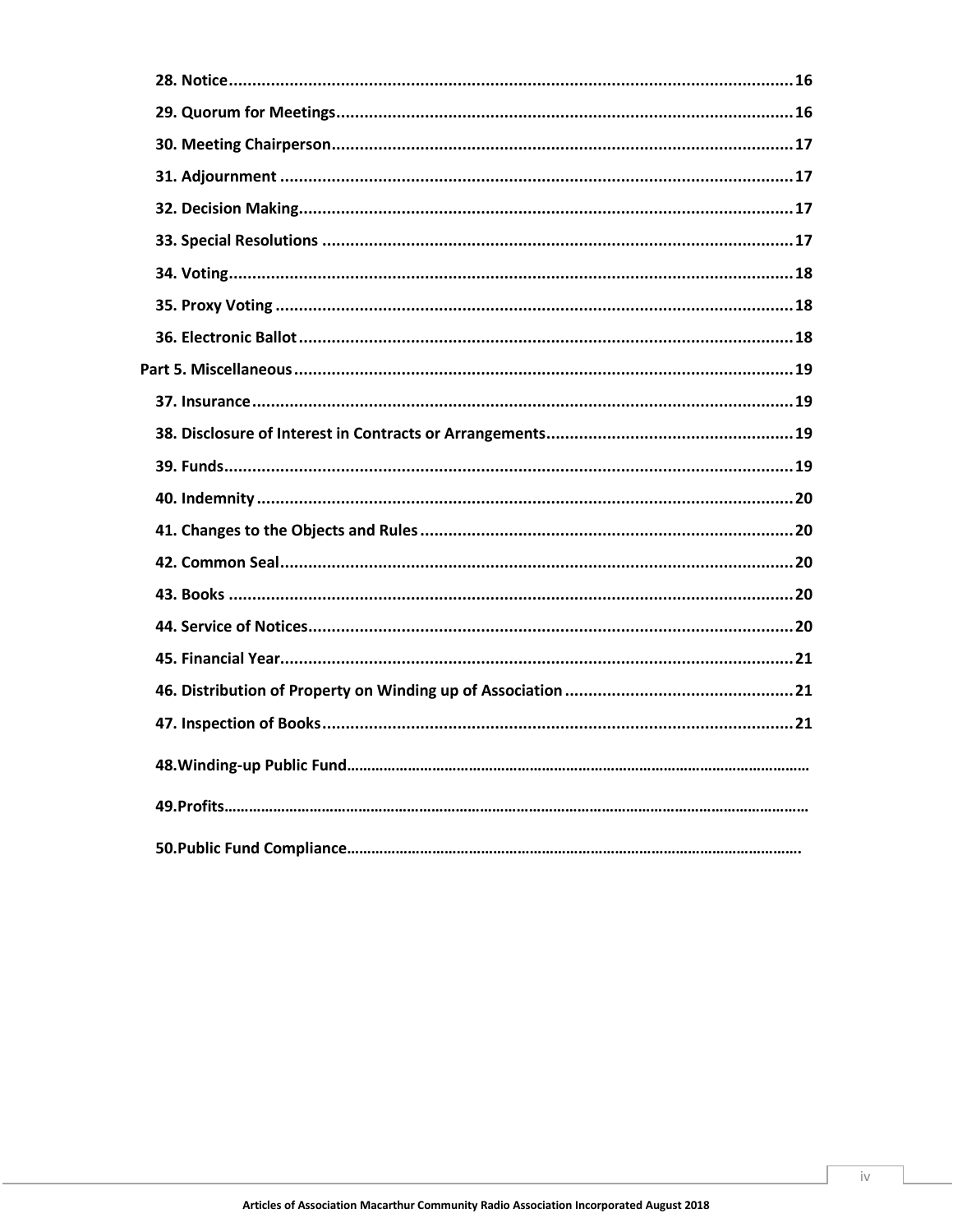28. Notice........................................................16

29. Quorum for Meetings........................................................16

30. Meeting Chairperson........................................................17

31. Adjournment........................................................17

32. Decision Making........................................................17

33. Special Resolutions........................................................17

34. Voting........................................................18

35. Proxy Voting........................................................18

36. Electronic Ballot........................................................18

Part 5. Miscellaneous........................................................19

37. Insurance........................................................19

38. Disclosure of Interest in Contracts or Arrangements........................................................19

39. Funds........................................................19

40. Indemnity........................................................20

41. Changes to the Objects and Rules........................................................20

42. Common Seal........................................................20

43. Books........................................................20

44. Service of Notices........................................................20

45. Financial Year........................................................21

46. Distribution of Property on Winding up of Association........................................................21

47. Inspection of Books........................................................21

48.Winding-up Public Fund........................................................

49.Profits........................................................

50.Public Fund Compliance........................................................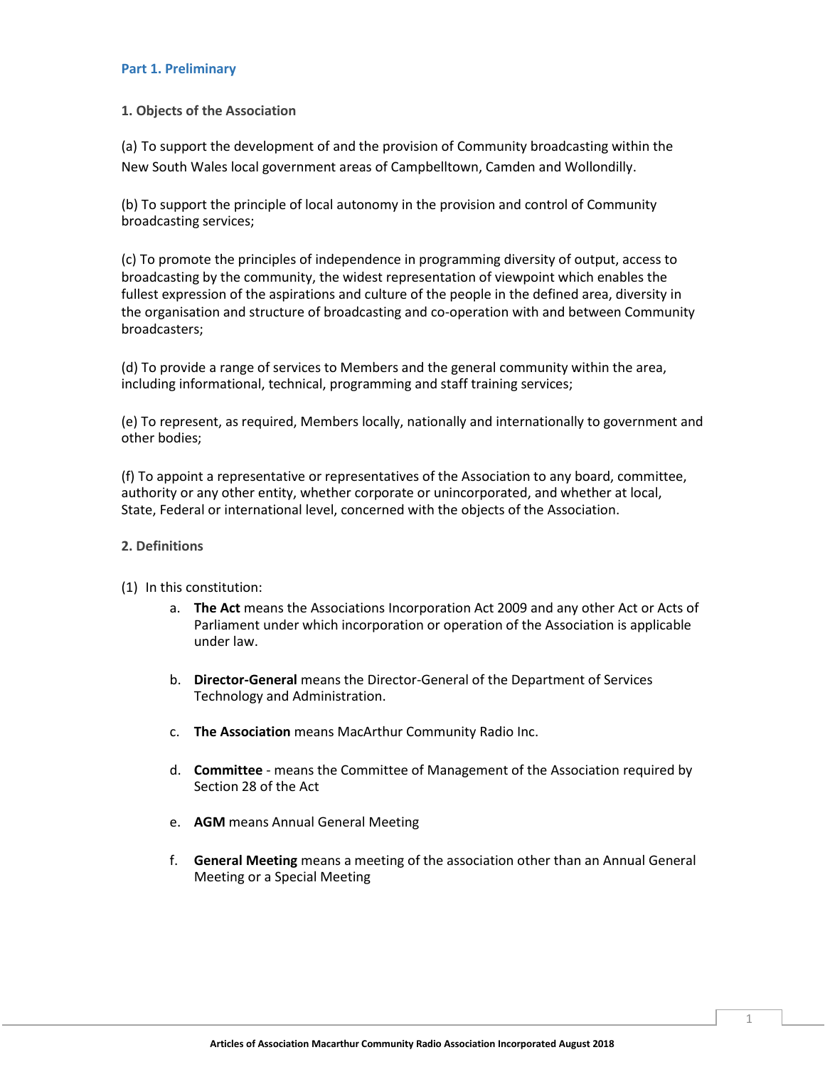## Part 1. Preliminary

### 1. Objects of the Association

(a) To support the development of and the provision of Community broadcasting within the New South Wales local government areas of Campbelltown, Camden and Wollondilly.

(b) To support the principle of local autonomy in the provision and control of Community broadcasting services;

(c) To promote the principles of independence in programming diversity of output, access to broadcasting by the community, the widest representation of viewpoint which enables the fullest expression of the aspirations and culture of the people in the defined area, diversity in the organisation and structure of broadcasting and co-operation with and between Community broadcasters;

(d) To provide a range of services to Members and the general community within the area, including informational, technical, programming and staff training services;

(e) To represent, as required, Members locally, nationally and internationally to government and other bodies;

(f) To appoint a representative or representatives of the Association to any board, committee, authority or any other entity, whether corporate or unincorporated, and whether at local, State, Federal or international level, concerned with the objects of the Association.

### 2. Definitions

(1) In this constitution:

a. **The Act** means the Associations Incorporation Act 2009 and any other Act or Acts of Parliament under which incorporation or operation of the Association is applicable under law.

b. **Director-General** means the Director-General of the Department of Services Technology and Administration.

c. **The Association** means MacArthur Community Radio Inc.

d. **Committee** - means the Committee of Management of the Association required by Section 28 of the Act

e. **AGM** means Annual General Meeting

f. **General Meeting** means a meeting of the association other than an Annual General Meeting or a Special Meeting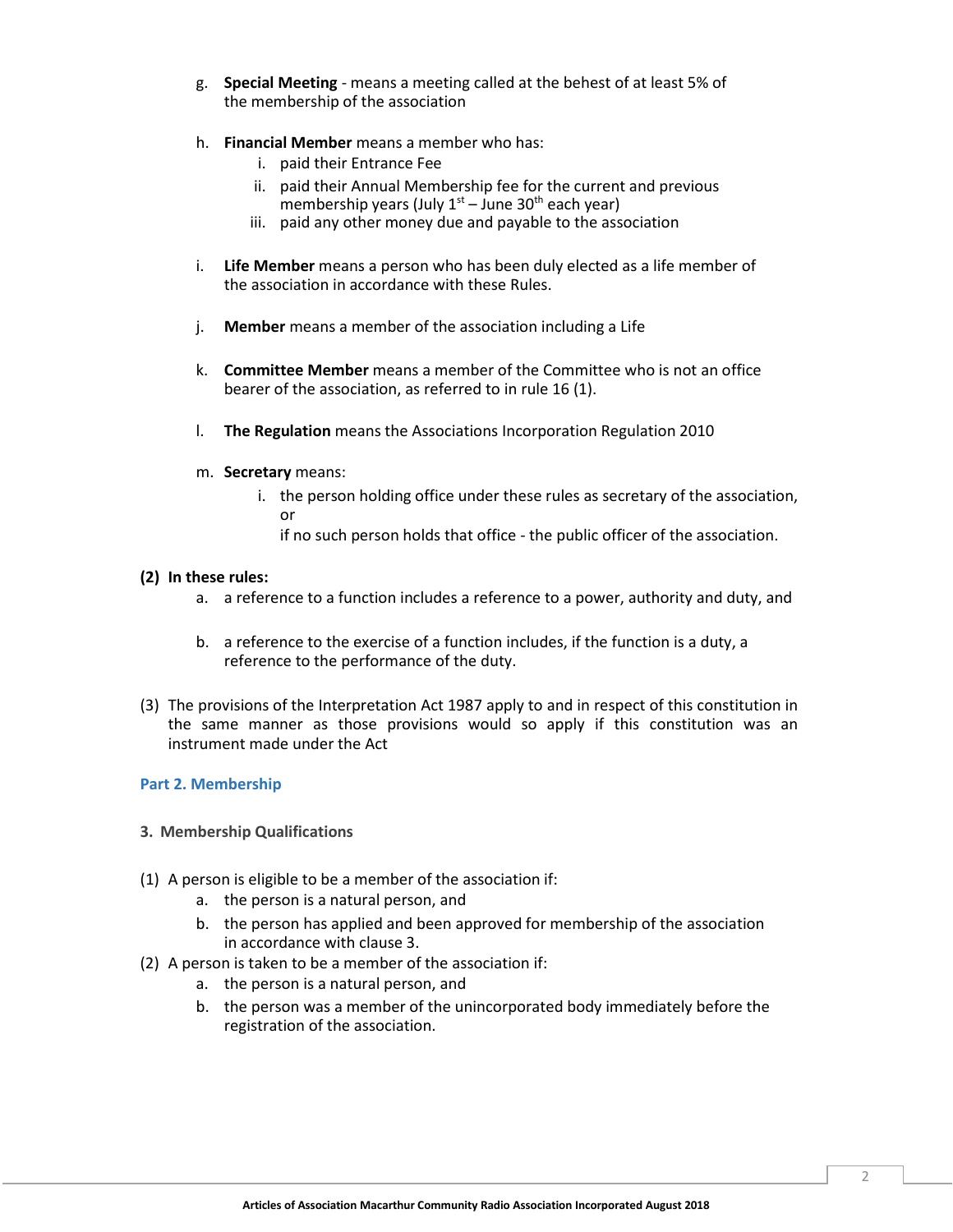g. **Special Meeting** - means a meeting called at the behest of at least 5% of the membership of the association

h. **Financial Member** means a member who has:
   i. paid their Entrance Fee
   ii. paid their Annual Membership fee for the current and previous membership years (July 1st – June 30th each year)
   iii. paid any other money due and payable to the association

i. **Life Member** means a person who has been duly elected as a life member of the association in accordance with these Rules.

j. **Member** means a member of the association including a Life

k. **Committee Member** means a member of the Committee who is not an office bearer of the association, as referred to in rule 16 (1).

l. **The Regulation** means the Associations Incorporation Regulation 2010

m. **Secretary** means:
   i. the person holding office under these rules as secretary of the association, or
   
   if no such person holds that office - the public officer of the association.

**(2) In these rules:**

a. a reference to a function includes a reference to a power, authority and duty, and

b. a reference to the exercise of a function includes, if the function is a duty, a reference to the performance of the duty.

(3) The provisions of the Interpretation Act 1987 apply to and in respect of this constitution in the same manner as those provisions would so apply if this constitution was an instrument made under the Act

## Part 2. Membership

### 3. Membership Qualifications

(1) A person is eligible to be a member of the association if:
   a. the person is a natural person, and
   b. the person has applied and been approved for membership of the association in accordance with clause 3.

(2) A person is taken to be a member of the association if:
   a. the person is a natural person, and
   b. the person was a member of the unincorporated body immediately before the registration of the association.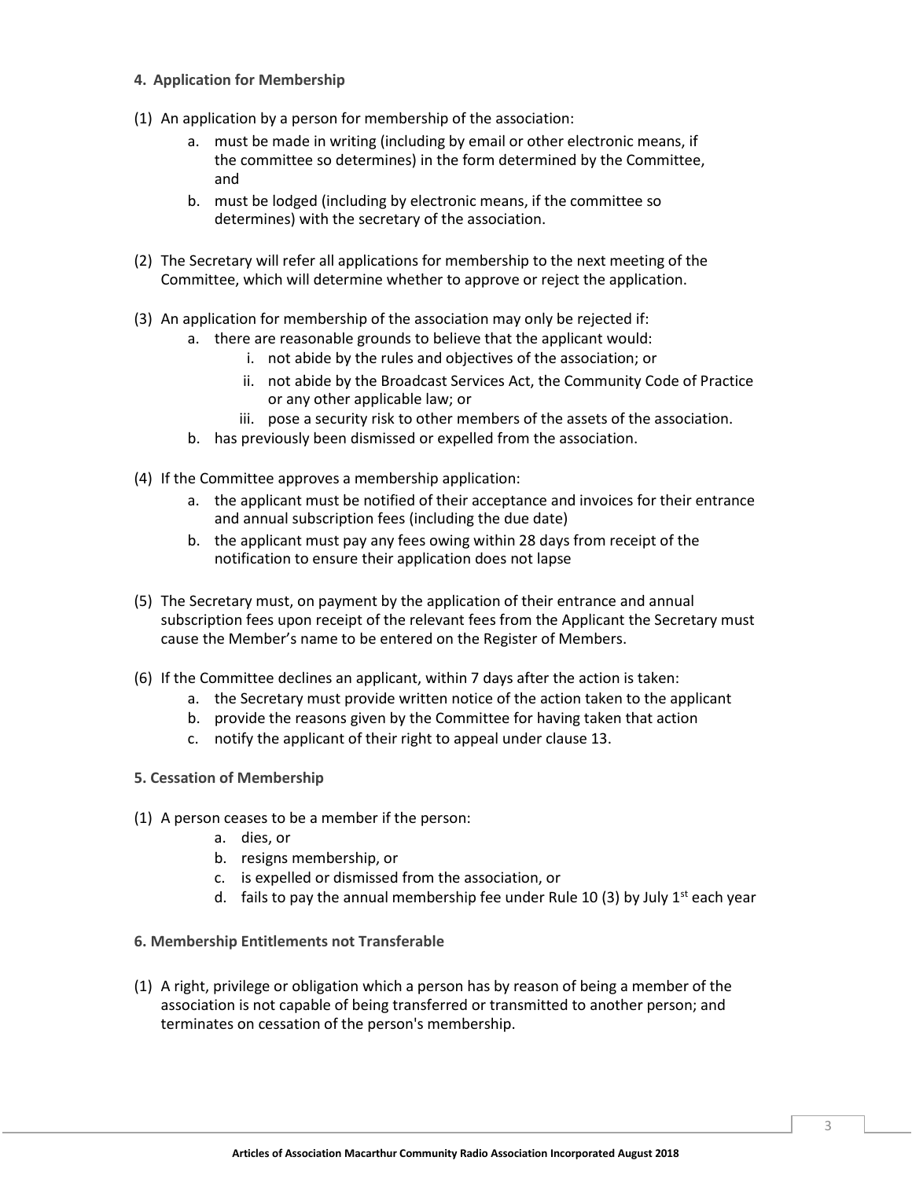**4. Application for Membership**

(1) An application by a person for membership of the association:

  a. must be made in writing (including by email or other electronic means, if the committee so determines) in the form determined by the Committee, and
  b. must be lodged (including by electronic means, if the committee so determines) with the secretary of the association.

(2) The Secretary will refer all applications for membership to the next meeting of the Committee, which will determine whether to approve or reject the application.

(3) An application for membership of the association may only be rejected if:

  a. there are reasonable grounds to believe that the applicant would:
    i. not abide by the rules and objectives of the association; or
    ii. not abide by the Broadcast Services Act, the Community Code of Practice or any other applicable law; or
    iii. pose a security risk to other members of the assets of the association.
  b. has previously been dismissed or expelled from the association.

(4) If the Committee approves a membership application:

  a. the applicant must be notified of their acceptance and invoices for their entrance and annual subscription fees (including the due date)
  b. the applicant must pay any fees owing within 28 days from receipt of the notification to ensure their application does not lapse

(5) The Secretary must, on payment by the application of their entrance and annual subscription fees upon receipt of the relevant fees from the Applicant the Secretary must cause the Member's name to be entered on the Register of Members.

(6) If the Committee declines an applicant, within 7 days after the action is taken:

  a. the Secretary must provide written notice of the action taken to the applicant
  b. provide the reasons given by the Committee for having taken that action
  c. notify the applicant of their right to appeal under clause 13.

**5. Cessation of Membership**

(1) A person ceases to be a member if the person:

  a. dies, or
  b. resigns membership, or
  c. is expelled or dismissed from the association, or
  d. fails to pay the annual membership fee under Rule 10 (3) by July 1st each year

**6. Membership Entitlements not Transferable**

(1) A right, privilege or obligation which a person has by reason of being a member of the association is not capable of being transferred or transmitted to another person; and terminates on cessation of the person's membership.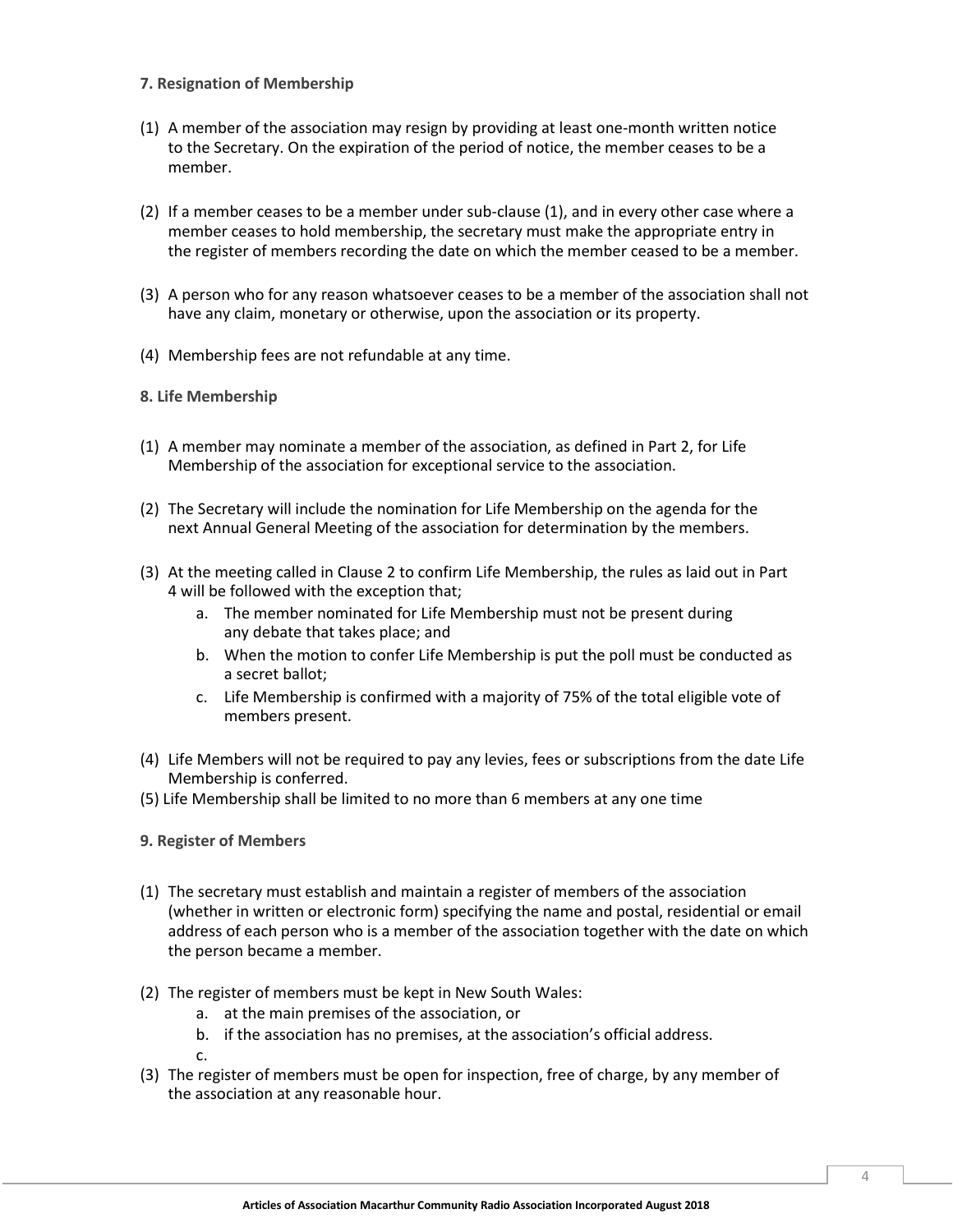**7. Resignation of Membership**

(1) A member of the association may resign by providing at least one-month written notice to the Secretary. On the expiration of the period of notice, the member ceases to be a member.

(2) If a member ceases to be a member under sub-clause (1), and in every other case where a member ceases to hold membership, the secretary must make the appropriate entry in the register of members recording the date on which the member ceased to be a member.

(3) A person who for any reason whatsoever ceases to be a member of the association shall not have any claim, monetary or otherwise, upon the association or its property.

(4) Membership fees are not refundable at any time.

**8. Life Membership**

(1) A member may nominate a member of the association, as defined in Part 2, for Life Membership of the association for exceptional service to the association.

(2) The Secretary will include the nomination for Life Membership on the agenda for the next Annual General Meeting of the association for determination by the members.

(3) At the meeting called in Clause 2 to confirm Life Membership, the rules as laid out in Part 4 will be followed with the exception that;
   a. The member nominated for Life Membership must not be present during any debate that takes place; and
   b. When the motion to confer Life Membership is put the poll must be conducted as a secret ballot;
   c. Life Membership is confirmed with a majority of 75% of the total eligible vote of members present.

(4) Life Members will not be required to pay any levies, fees or subscriptions from the date Life Membership is conferred.

(5) Life Membership shall be limited to no more than 6 members at any one time

**9. Register of Members**

(1) The secretary must establish and maintain a register of members of the association (whether in written or electronic form) specifying the name and postal, residential or email address of each person who is a member of the association together with the date on which the person became a member.

(2) The register of members must be kept in New South Wales:
   a. at the main premises of the association, or
   b. if the association has no premises, at the association's official address.
   c.

(3) The register of members must be open for inspection, free of charge, by any member of the association at any reasonable hour.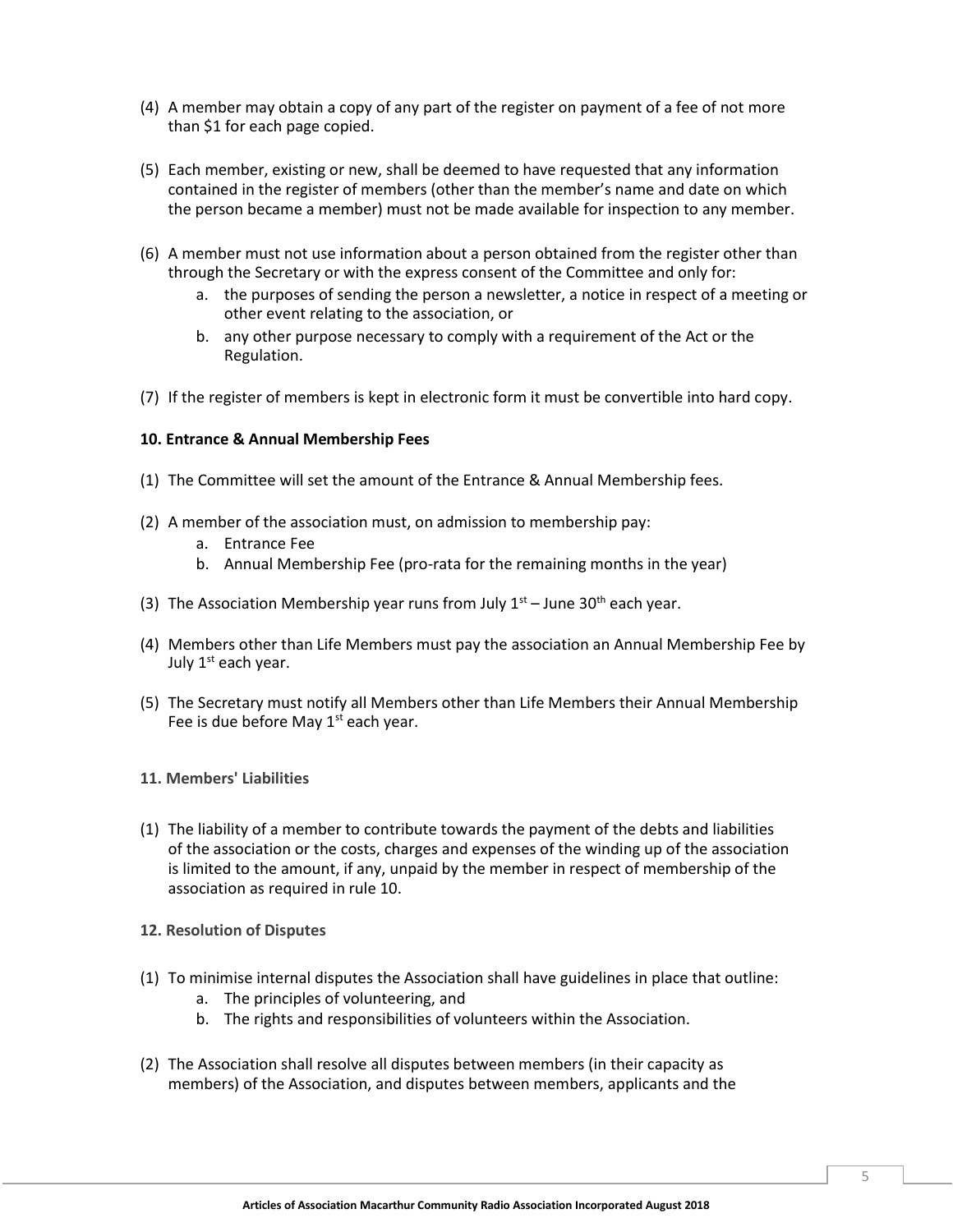(4) A member may obtain a copy of any part of the register on payment of a fee of not more than $1 for each page copied.

(5) Each member, existing or new, shall be deemed to have requested that any information contained in the register of members (other than the member's name and date on which the person became a member) must not be made available for inspection to any member.

(6) A member must not use information about a person obtained from the register other than through the Secretary or with the express consent of the Committee and only for:

a. the purposes of sending the person a newsletter, a notice in respect of a meeting or other event relating to the association, or
b. any other purpose necessary to comply with a requirement of the Act or the Regulation.

(7) If the register of members is kept in electronic form it must be convertible into hard copy.

**10. Entrance & Annual Membership Fees**

(1) The Committee will set the amount of the Entrance & Annual Membership fees.

(2) A member of the association must, on admission to membership pay:

a. Entrance Fee
b. Annual Membership Fee (pro-rata for the remaining months in the year)

(3) The Association Membership year runs from July 1st – June 30th each year.

(4) Members other than Life Members must pay the association an Annual Membership Fee by July 1st each year.

(5) The Secretary must notify all Members other than Life Members their Annual Membership Fee is due before May 1st each year.

**11. Members' Liabilities**

(1) The liability of a member to contribute towards the payment of the debts and liabilities of the association or the costs, charges and expenses of the winding up of the association is limited to the amount, if any, unpaid by the member in respect of membership of the association as required in rule 10.

**12. Resolution of Disputes**

(1) To minimise internal disputes the Association shall have guidelines in place that outline:

a. The principles of volunteering, and
b. The rights and responsibilities of volunteers within the Association.

(2) The Association shall resolve all disputes between members (in their capacity as members) of the Association, and disputes between members, applicants and the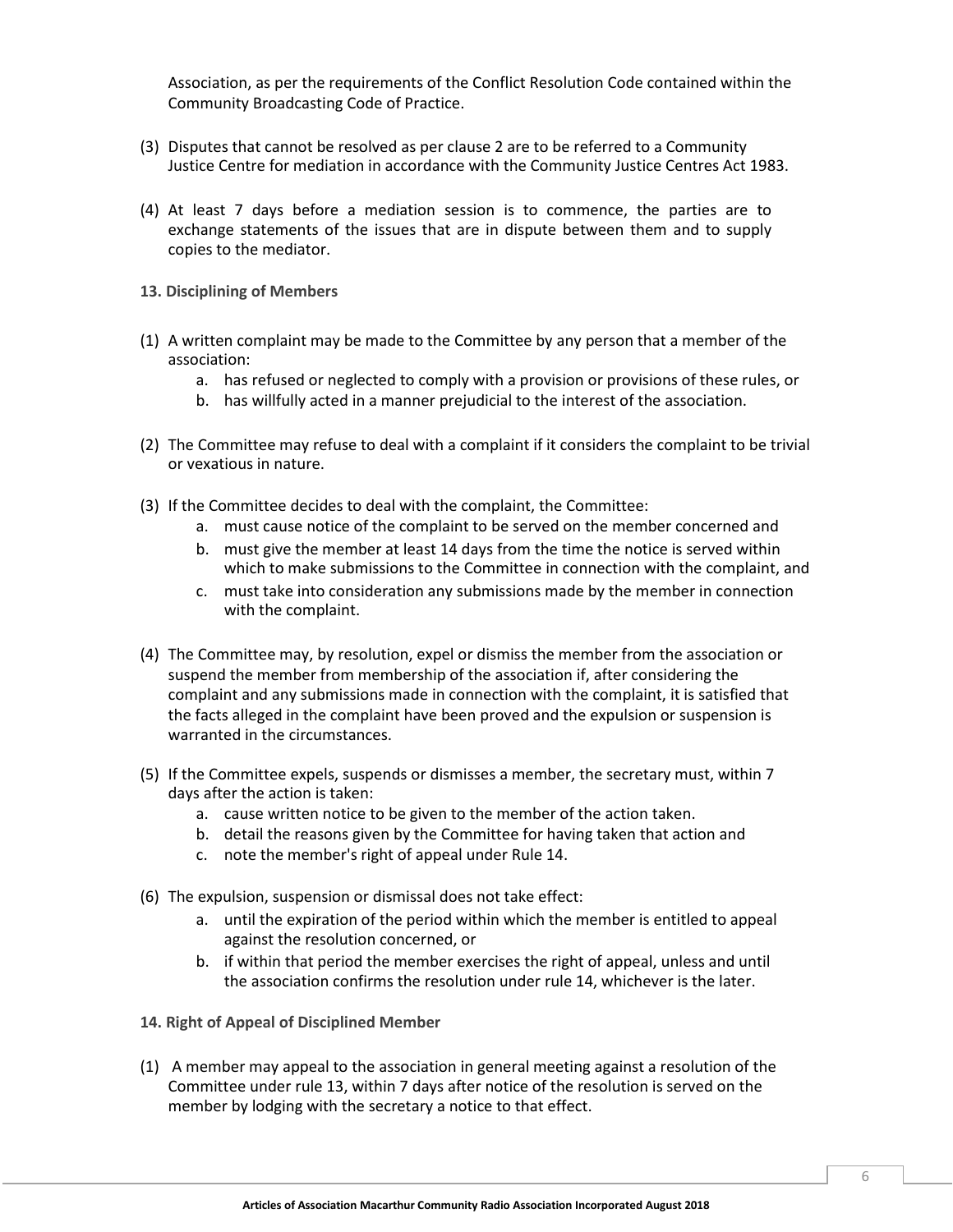Association, as per the requirements of the Conflict Resolution Code contained within the Community Broadcasting Code of Practice.

(3) Disputes that cannot be resolved as per clause 2 are to be referred to a Community Justice Centre for mediation in accordance with the Community Justice Centres Act 1983.

(4) At least 7 days before a mediation session is to commence, the parties are to exchange statements of the issues that are in dispute between them and to supply copies to the mediator.

**13. Disciplining of Members**

(1) A written complaint may be made to the Committee by any person that a member of the association:
   a. has refused or neglected to comply with a provision or provisions of these rules, or
   b. has willfully acted in a manner prejudicial to the interest of the association.

(2) The Committee may refuse to deal with a complaint if it considers the complaint to be trivial or vexatious in nature.

(3) If the Committee decides to deal with the complaint, the Committee:
   a. must cause notice of the complaint to be served on the member concerned and
   b. must give the member at least 14 days from the time the notice is served within which to make submissions to the Committee in connection with the complaint, and
   c. must take into consideration any submissions made by the member in connection with the complaint.

(4) The Committee may, by resolution, expel or dismiss the member from the association or suspend the member from membership of the association if, after considering the complaint and any submissions made in connection with the complaint, it is satisfied that the facts alleged in the complaint have been proved and the expulsion or suspension is warranted in the circumstances.

(5) If the Committee expels, suspends or dismisses a member, the secretary must, within 7 days after the action is taken:
   a. cause written notice to be given to the member of the action taken.
   b. detail the reasons given by the Committee for having taken that action and
   c. note the member's right of appeal under Rule 14.

(6) The expulsion, suspension or dismissal does not take effect:
   a. until the expiration of the period within which the member is entitled to appeal against the resolution concerned, or
   b. if within that period the member exercises the right of appeal, unless and until the association confirms the resolution under rule 14, whichever is the later.

**14. Right of Appeal of Disciplined Member**

(1) A member may appeal to the association in general meeting against a resolution of the Committee under rule 13, within 7 days after notice of the resolution is served on the member by lodging with the secretary a notice to that effect.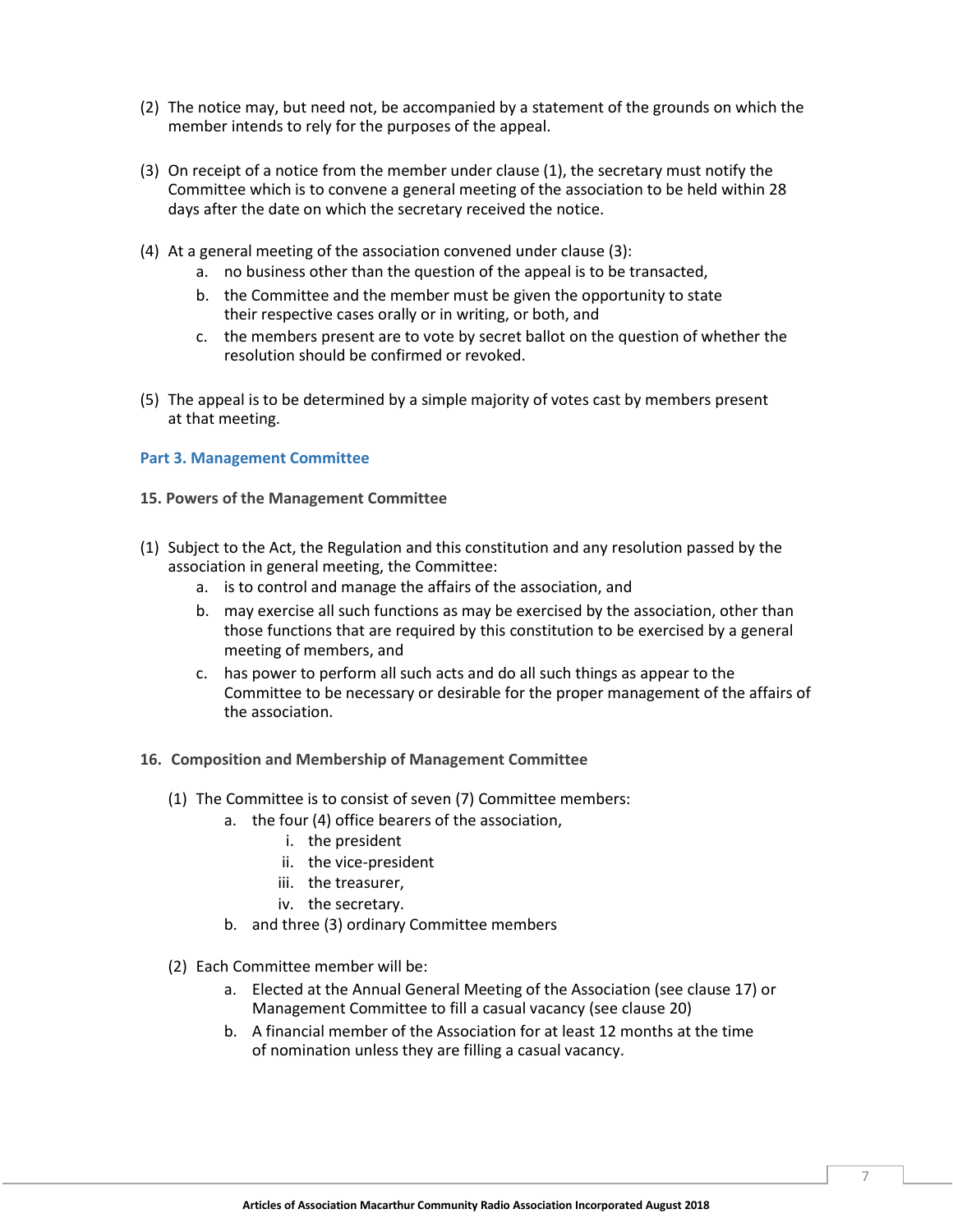(2) The notice may, but need not, be accompanied by a statement of the grounds on which the member intends to rely for the purposes of the appeal.

(3) On receipt of a notice from the member under clause (1), the secretary must notify the Committee which is to convene a general meeting of the association to be held within 28 days after the date on which the secretary received the notice.

(4) At a general meeting of the association convened under clause (3):
   a. no business other than the question of the appeal is to be transacted,
   b. the Committee and the member must be given the opportunity to state their respective cases orally or in writing, or both, and
   c. the members present are to vote by secret ballot on the question of whether the resolution should be confirmed or revoked.

(5) The appeal is to be determined by a simple majority of votes cast by members present at that meeting.

## Part 3. Management Committee

### 15. Powers of the Management Committee

(1) Subject to the Act, the Regulation and this constitution and any resolution passed by the association in general meeting, the Committee:
   a. is to control and manage the affairs of the association, and
   b. may exercise all such functions as may be exercised by the association, other than those functions that are required by this constitution to be exercised by a general meeting of members, and
   c. has power to perform all such acts and do all such things as appear to the Committee to be necessary or desirable for the proper management of the affairs of the association.

### 16. Composition and Membership of Management Committee

(1) The Committee is to consist of seven (7) Committee members:
   a. the four (4) office bearers of the association,
      i. the president
      ii. the vice-president
      iii. the treasurer,
      iv. the secretary.
   b. and three (3) ordinary Committee members

(2) Each Committee member will be:
   a. Elected at the Annual General Meeting of the Association (see clause 17) or Management Committee to fill a casual vacancy (see clause 20)
   b. A financial member of the Association for at least 12 months at the time of nomination unless they are filling a casual vacancy.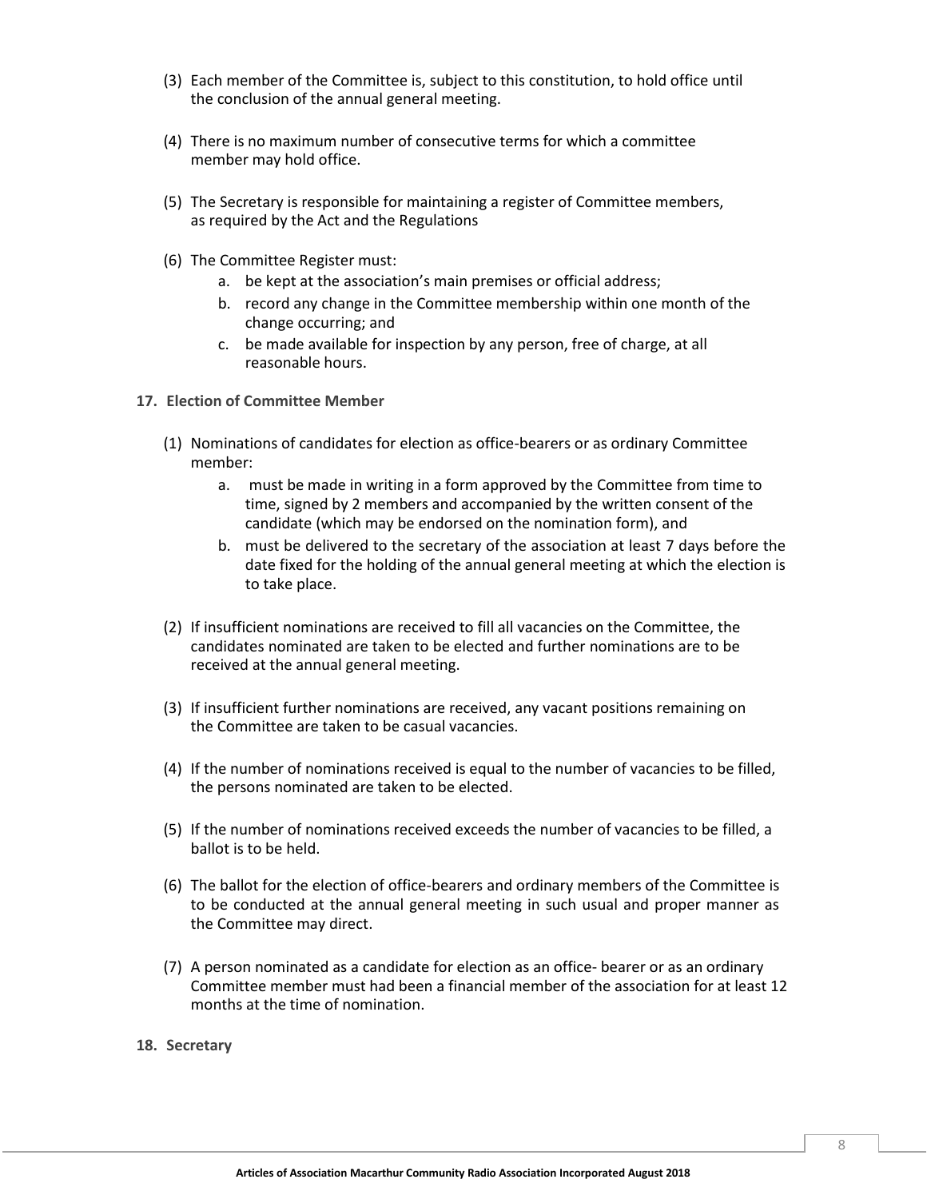(3) Each member of the Committee is, subject to this constitution, to hold office until the conclusion of the annual general meeting.

(4) There is no maximum number of consecutive terms for which a committee member may hold office.

(5) The Secretary is responsible for maintaining a register of Committee members, as required by the Act and the Regulations

(6) The Committee Register must:

a. be kept at the association's main premises or official address;
b. record any change in the Committee membership within one month of the change occurring; and
c. be made available for inspection by any person, free of charge, at all reasonable hours.

**17. Election of Committee Member**

(1) Nominations of candidates for election as office-bearers or as ordinary Committee member:

a. must be made in writing in a form approved by the Committee from time to time, signed by 2 members and accompanied by the written consent of the candidate (which may be endorsed on the nomination form), and
b. must be delivered to the secretary of the association at least 7 days before the date fixed for the holding of the annual general meeting at which the election is to take place.

(2) If insufficient nominations are received to fill all vacancies on the Committee, the candidates nominated are taken to be elected and further nominations are to be received at the annual general meeting.

(3) If insufficient further nominations are received, any vacant positions remaining on the Committee are taken to be casual vacancies.

(4) If the number of nominations received is equal to the number of vacancies to be filled, the persons nominated are taken to be elected.

(5) If the number of nominations received exceeds the number of vacancies to be filled, a ballot is to be held.

(6) The ballot for the election of office-bearers and ordinary members of the Committee is to be conducted at the annual general meeting in such usual and proper manner as the Committee may direct.

(7) A person nominated as a candidate for election as an office- bearer or as an ordinary Committee member must had been a financial member of the association for at least 12 months at the time of nomination.

**18. Secretary**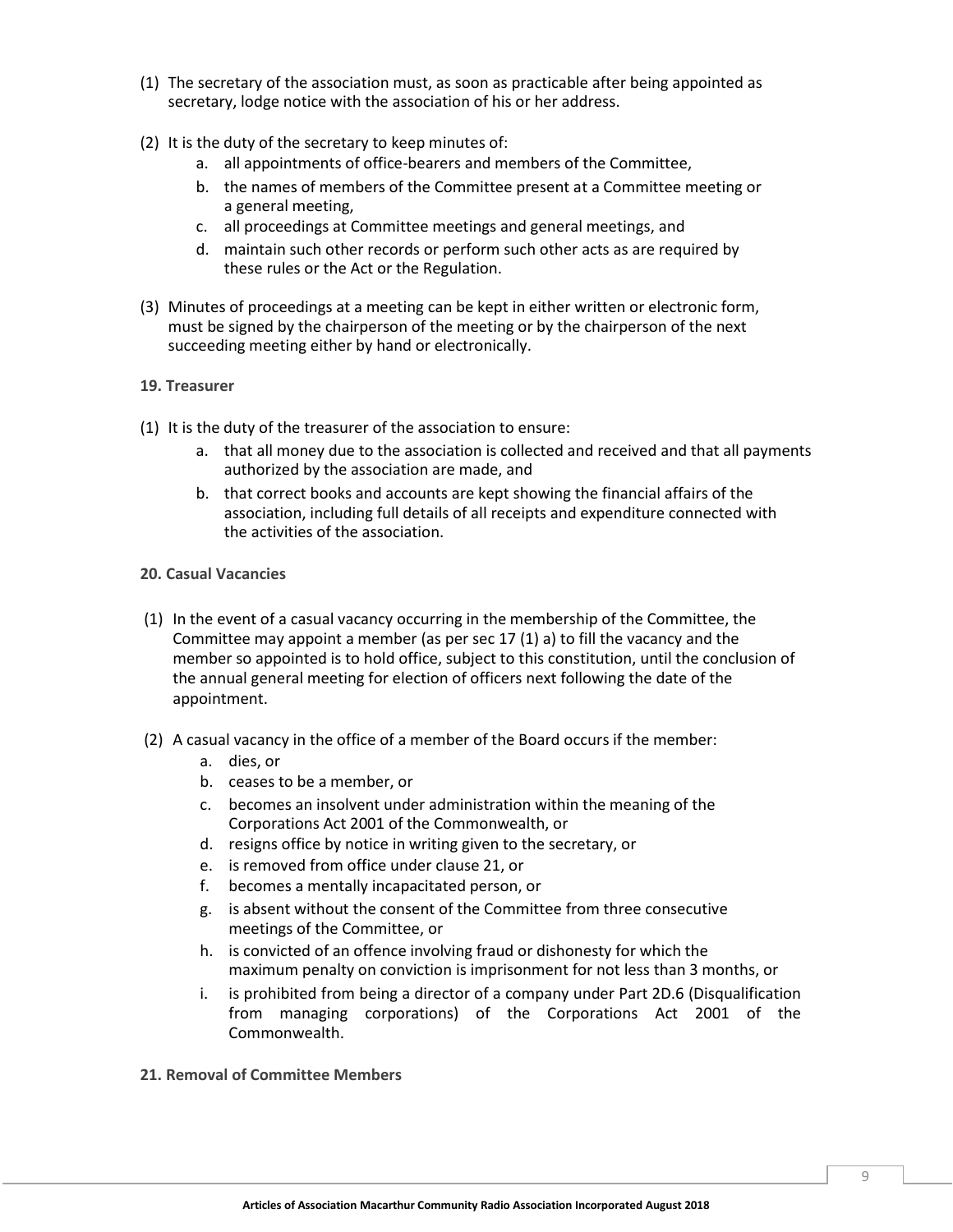(1) The secretary of the association must, as soon as practicable after being appointed as secretary, lodge notice with the association of his or her address.

(2) It is the duty of the secretary to keep minutes of:

   a. all appointments of office-bearers and members of the Committee,
   b. the names of members of the Committee present at a Committee meeting or a general meeting,
   c. all proceedings at Committee meetings and general meetings, and
   d. maintain such other records or perform such other acts as are required by these rules or the Act or the Regulation.

(3) Minutes of proceedings at a meeting can be kept in either written or electronic form, must be signed by the chairperson of the meeting or by the chairperson of the next succeeding meeting either by hand or electronically.

**19. Treasurer**

(1) It is the duty of the treasurer of the association to ensure:

   a. that all money due to the association is collected and received and that all payments authorized by the association are made, and
   b. that correct books and accounts are kept showing the financial affairs of the association, including full details of all receipts and expenditure connected with the activities of the association.

**20. Casual Vacancies**

(1) In the event of a casual vacancy occurring in the membership of the Committee, the Committee may appoint a member (as per sec 17 (1) a) to fill the vacancy and the member so appointed is to hold office, subject to this constitution, until the conclusion of the annual general meeting for election of officers next following the date of the appointment.

(2) A casual vacancy in the office of a member of the Board occurs if the member:

   a. dies, or
   b. ceases to be a member, or
   c. becomes an insolvent under administration within the meaning of the Corporations Act 2001 of the Commonwealth, or
   d. resigns office by notice in writing given to the secretary, or
   e. is removed from office under clause 21, or
   f. becomes a mentally incapacitated person, or
   g. is absent without the consent of the Committee from three consecutive meetings of the Committee, or
   h. is convicted of an offence involving fraud or dishonesty for which the maximum penalty on conviction is imprisonment for not less than 3 months, or
   i. is prohibited from being a director of a company under Part 2D.6 (Disqualification from managing corporations) of the Corporations Act 2001 of the Commonwealth.

**21. Removal of Committee Members**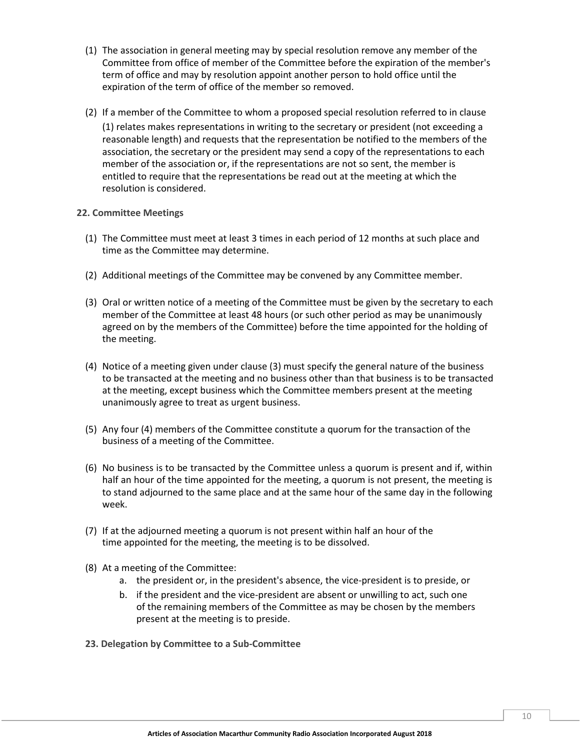(1) The association in general meeting may by special resolution remove any member of the Committee from office of member of the Committee before the expiration of the member's term of office and may by resolution appoint another person to hold office until the expiration of the term of office of the member so removed.

(2) If a member of the Committee to whom a proposed special resolution referred to in clause (1) relates makes representations in writing to the secretary or president (not exceeding a reasonable length) and requests that the representation be notified to the members of the association, the secretary or the president may send a copy of the representations to each member of the association or, if the representations are not so sent, the member is entitled to require that the representations be read out at the meeting at which the resolution is considered.

**22. Committee Meetings**

(1) The Committee must meet at least 3 times in each period of 12 months at such place and time as the Committee may determine.

(2) Additional meetings of the Committee may be convened by any Committee member.

(3) Oral or written notice of a meeting of the Committee must be given by the secretary to each member of the Committee at least 48 hours (or such other period as may be unanimously agreed on by the members of the Committee) before the time appointed for the holding of the meeting.

(4) Notice of a meeting given under clause (3) must specify the general nature of the business to be transacted at the meeting and no business other than that business is to be transacted at the meeting, except business which the Committee members present at the meeting unanimously agree to treat as urgent business.

(5) Any four (4) members of the Committee constitute a quorum for the transaction of the business of a meeting of the Committee.

(6) No business is to be transacted by the Committee unless a quorum is present and if, within half an hour of the time appointed for the meeting, a quorum is not present, the meeting is to stand adjourned to the same place and at the same hour of the same day in the following week.

(7) If at the adjourned meeting a quorum is not present within half an hour of the time appointed for the meeting, the meeting is to be dissolved.

(8) At a meeting of the Committee:
   a. the president or, in the president's absence, the vice-president is to preside, or
   b. if the president and the vice-president are absent or unwilling to act, such one of the remaining members of the Committee as may be chosen by the members present at the meeting is to preside.

**23. Delegation by Committee to a Sub-Committee**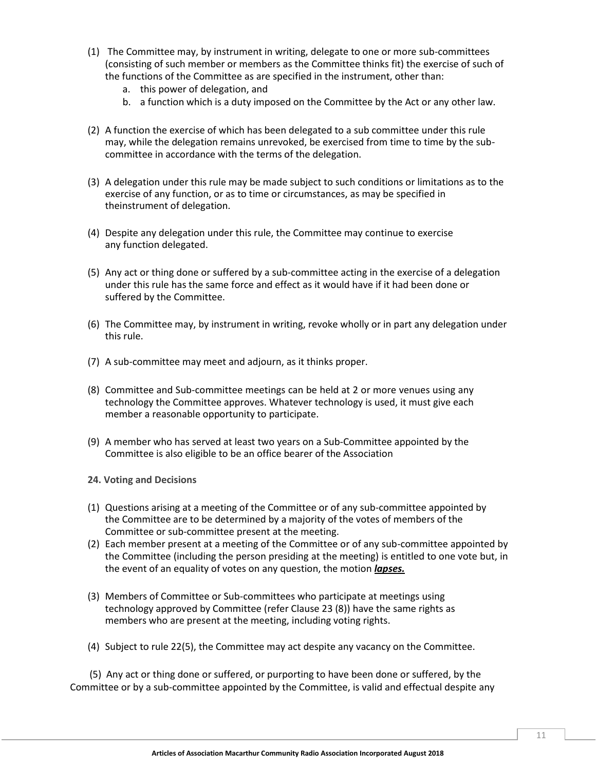(1) The Committee may, by instrument in writing, delegate to one or more sub-committees (consisting of such member or members as the Committee thinks fit) the exercise of such of the functions of the Committee as are specified in the instrument, other than:

   a. this power of delegation, and
   b. a function which is a duty imposed on the Committee by the Act or any other law.

(2) A function the exercise of which has been delegated to a sub committee under this rule may, while the delegation remains unrevoked, be exercised from time to time by the sub-committee in accordance with the terms of the delegation.

(3) A delegation under this rule may be made subject to such conditions or limitations as to the exercise of any function, or as to time or circumstances, as may be specified in theinstrument of delegation.

(4) Despite any delegation under this rule, the Committee may continue to exercise any function delegated.

(5) Any act or thing done or suffered by a sub-committee acting in the exercise of a delegation under this rule has the same force and effect as it would have if it had been done or suffered by the Committee.

(6) The Committee may, by instrument in writing, revoke wholly or in part any delegation under this rule.

(7) A sub-committee may meet and adjourn, as it thinks proper.

(8) Committee and Sub-committee meetings can be held at 2 or more venues using any technology the Committee approves. Whatever technology is used, it must give each member a reasonable opportunity to participate.

(9) A member who has served at least two years on a Sub-Committee appointed by the Committee is also eligible to be an office bearer of the Association

**24. Voting and Decisions**

(1) Questions arising at a meeting of the Committee or of any sub-committee appointed by the Committee are to be determined by a majority of the votes of members of the Committee or sub-committee present at the meeting.

(2) Each member present at a meeting of the Committee or of any sub-committee appointed by the Committee (including the person presiding at the meeting) is entitled to one vote but, in the event of an equality of votes on any question, the motion ***lapses.***

(3) Members of Committee or Sub-committees who participate at meetings using technology approved by Committee (refer Clause 23 (8)) have the same rights as members who are present at the meeting, including voting rights.

(4) Subject to rule 22(5), the Committee may act despite any vacancy on the Committee.

(5) Any act or thing done or suffered, or purporting to have been done or suffered, by the Committee or by a sub-committee appointed by the Committee, is valid and effectual despite any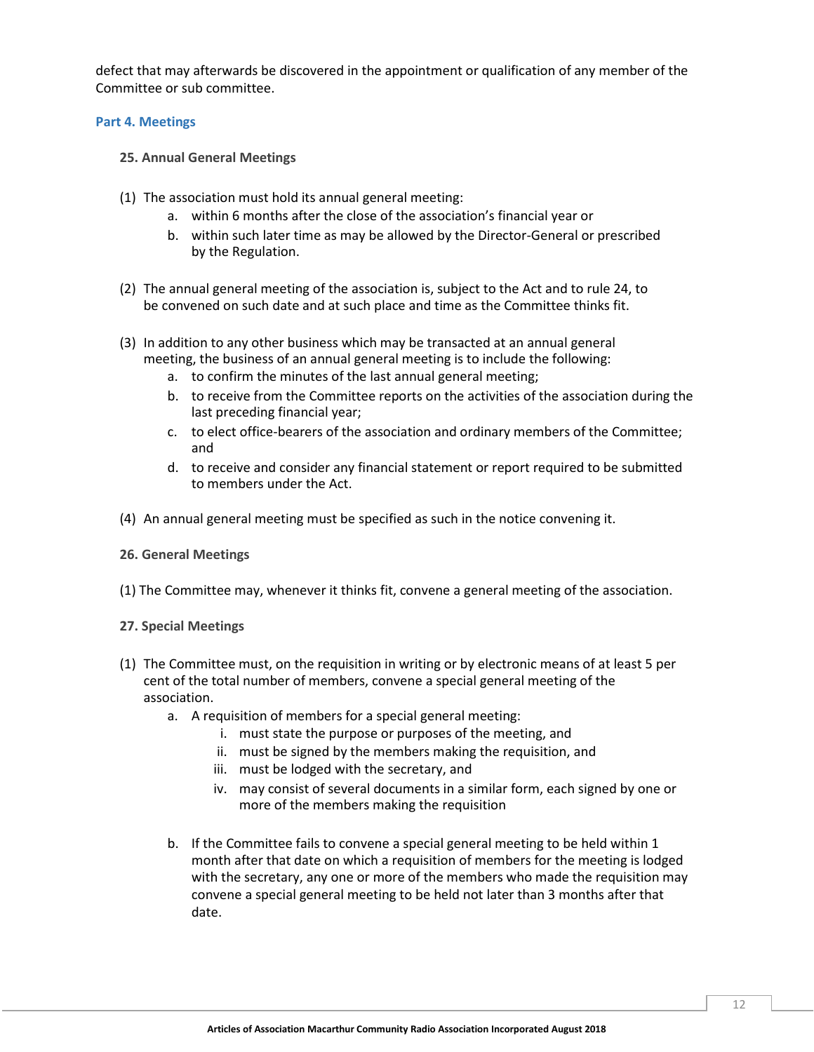defect that may afterwards be discovered in the appointment or qualification of any member of the Committee or sub committee.

## Part 4. Meetings

### 25. Annual General Meetings

(1) The association must hold its annual general meeting:

  a. within 6 months after the close of the association's financial year or
  b. within such later time as may be allowed by the Director-General or prescribed by the Regulation.

(2) The annual general meeting of the association is, subject to the Act and to rule 24, to be convened on such date and at such place and time as the Committee thinks fit.

(3) In addition to any other business which may be transacted at an annual general meeting, the business of an annual general meeting is to include the following:

  a. to confirm the minutes of the last annual general meeting;
  b. to receive from the Committee reports on the activities of the association during the last preceding financial year;
  c. to elect office-bearers of the association and ordinary members of the Committee; and
  d. to receive and consider any financial statement or report required to be submitted to members under the Act.

(4) An annual general meeting must be specified as such in the notice convening it.

### 26. General Meetings

(1) The Committee may, whenever it thinks fit, convene a general meeting of the association.

### 27. Special Meetings

(1) The Committee must, on the requisition in writing or by electronic means of at least 5 per cent of the total number of members, convene a special general meeting of the association.

  a. A requisition of members for a special general meeting:
    i. must state the purpose or purposes of the meeting, and
    ii. must be signed by the members making the requisition, and
    iii. must be lodged with the secretary, and
    iv. may consist of several documents in a similar form, each signed by one or more of the members making the requisition

  b. If the Committee fails to convene a special general meeting to be held within 1 month after that date on which a requisition of members for the meeting is lodged with the secretary, any one or more of the members who made the requisition may convene a special general meeting to be held not later than 3 months after that date.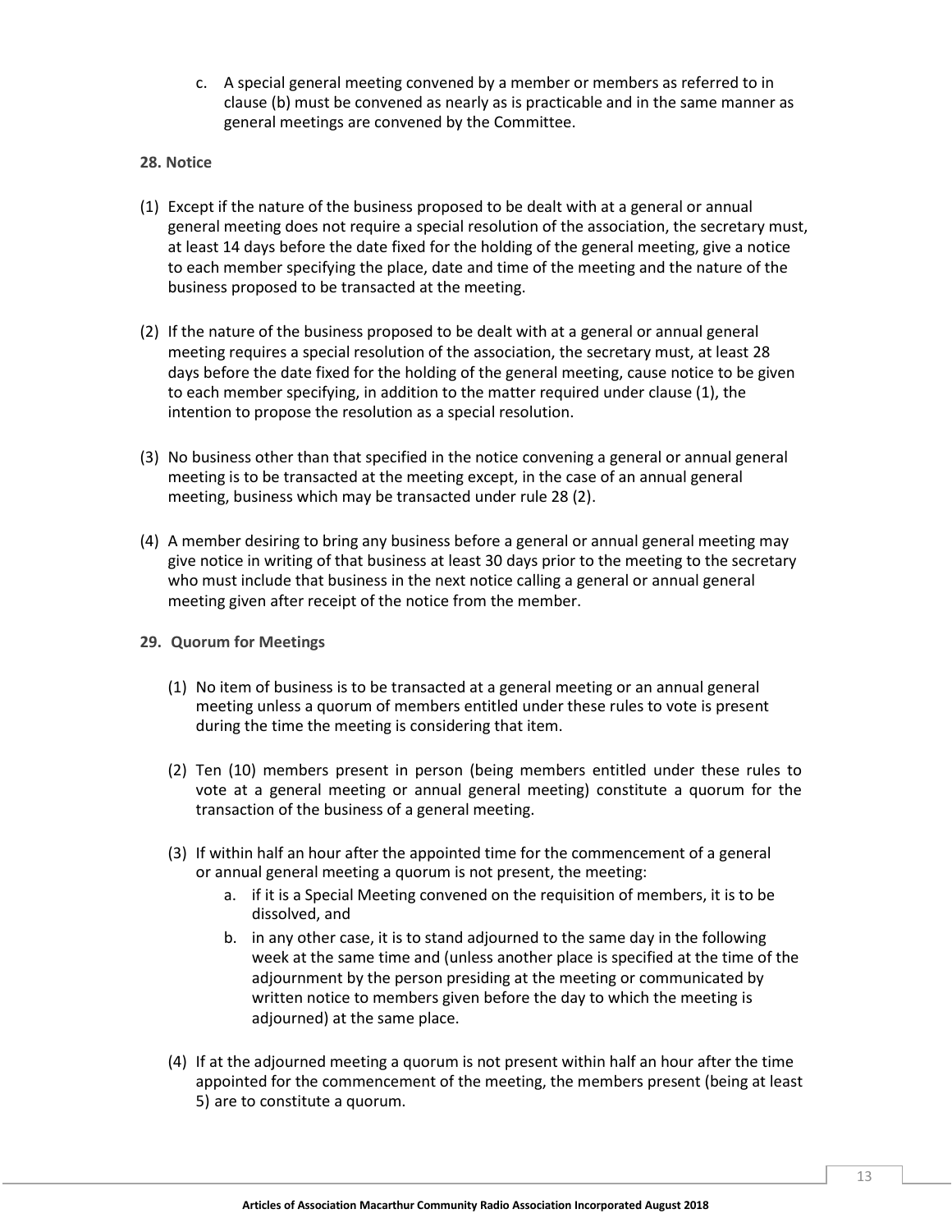c. A special general meeting convened by a member or members as referred to in clause (b) must be convened as nearly as is practicable and in the same manner as general meetings are convened by the Committee.

**28. Notice**

(1) Except if the nature of the business proposed to be dealt with at a general or annual general meeting does not require a special resolution of the association, the secretary must, at least 14 days before the date fixed for the holding of the general meeting, give a notice to each member specifying the place, date and time of the meeting and the nature of the business proposed to be transacted at the meeting.

(2) If the nature of the business proposed to be dealt with at a general or annual general meeting requires a special resolution of the association, the secretary must, at least 28 days before the date fixed for the holding of the general meeting, cause notice to be given to each member specifying, in addition to the matter required under clause (1), the intention to propose the resolution as a special resolution.

(3) No business other than that specified in the notice convening a general or annual general meeting is to be transacted at the meeting except, in the case of an annual general meeting, business which may be transacted under rule 28 (2).

(4) A member desiring to bring any business before a general or annual general meeting may give notice in writing of that business at least 30 days prior to the meeting to the secretary who must include that business in the next notice calling a general or annual general meeting given after receipt of the notice from the member.

**29. Quorum for Meetings**

(1) No item of business is to be transacted at a general meeting or an annual general meeting unless a quorum of members entitled under these rules to vote is present during the time the meeting is considering that item.

(2) Ten (10) members present in person (being members entitled under these rules to vote at a general meeting or annual general meeting) constitute a quorum for the transaction of the business of a general meeting.

(3) If within half an hour after the appointed time for the commencement of a general or annual general meeting a quorum is not present, the meeting:

  a. if it is a Special Meeting convened on the requisition of members, it is to be dissolved, and
  b. in any other case, it is to stand adjourned to the same day in the following week at the same time and (unless another place is specified at the time of the adjournment by the person presiding at the meeting or communicated by written notice to members given before the day to which the meeting is adjourned) at the same place.

(4) If at the adjourned meeting a quorum is not present within half an hour after the time appointed for the commencement of the meeting, the members present (being at least 5) are to constitute a quorum.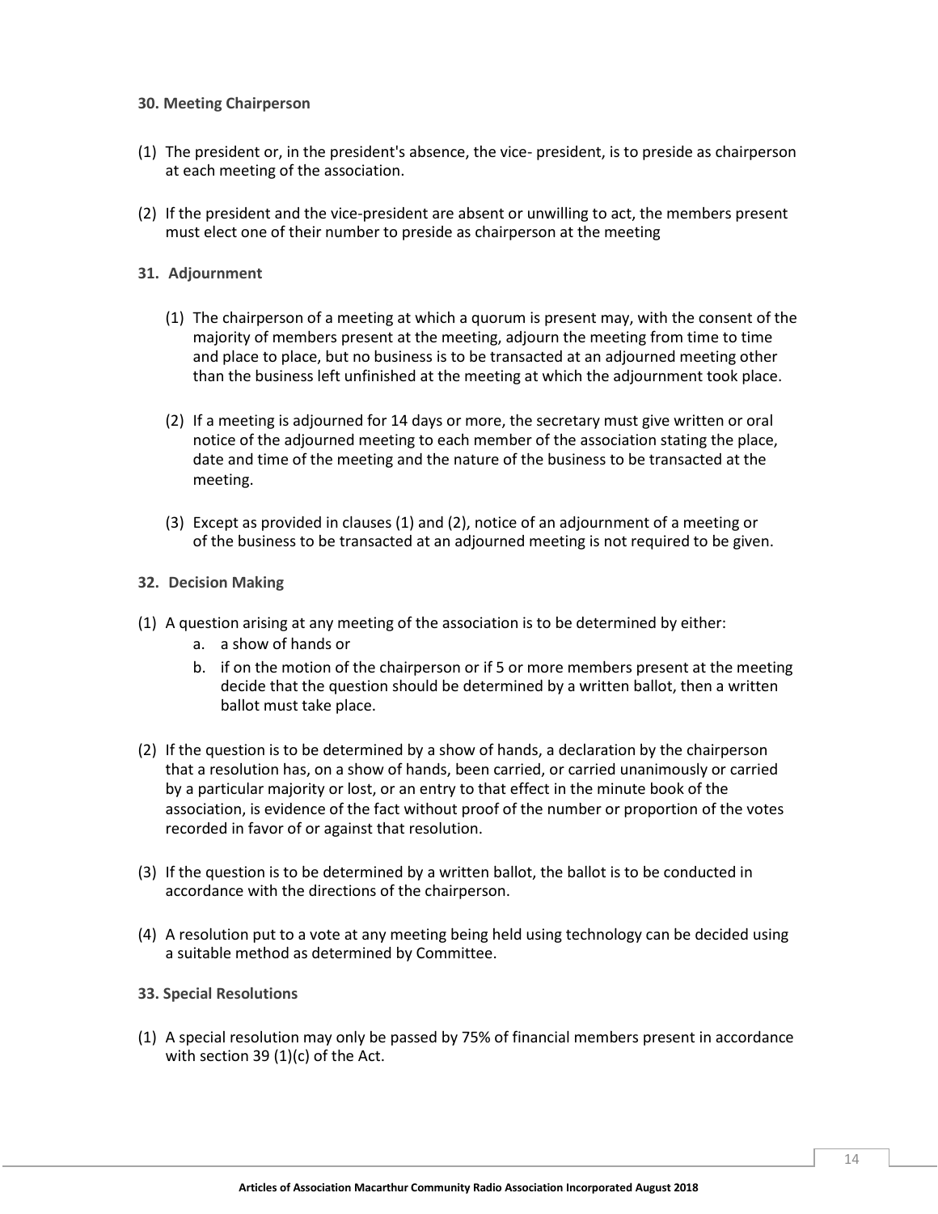**30. Meeting Chairperson**

(1) The president or, in the president's absence, the vice- president, is to preside as chairperson at each meeting of the association.

(2) If the president and the vice-president are absent or unwilling to act, the members present must elect one of their number to preside as chairperson at the meeting

**31. Adjournment**

(1) The chairperson of a meeting at which a quorum is present may, with the consent of the majority of members present at the meeting, adjourn the meeting from time to time and place to place, but no business is to be transacted at an adjourned meeting other than the business left unfinished at the meeting at which the adjournment took place.

(2) If a meeting is adjourned for 14 days or more, the secretary must give written or oral notice of the adjourned meeting to each member of the association stating the place, date and time of the meeting and the nature of the business to be transacted at the meeting.

(3) Except as provided in clauses (1) and (2), notice of an adjournment of a meeting or of the business to be transacted at an adjourned meeting is not required to be given.

**32. Decision Making**

(1) A question arising at any meeting of the association is to be determined by either:
  a. a show of hands or
  b. if on the motion of the chairperson or if 5 or more members present at the meeting decide that the question should be determined by a written ballot, then a written ballot must take place.

(2) If the question is to be determined by a show of hands, a declaration by the chairperson that a resolution has, on a show of hands, been carried, or carried unanimously or carried by a particular majority or lost, or an entry to that effect in the minute book of the association, is evidence of the fact without proof of the number or proportion of the votes recorded in favor of or against that resolution.

(3) If the question is to be determined by a written ballot, the ballot is to be conducted in accordance with the directions of the chairperson.

(4) A resolution put to a vote at any meeting being held using technology can be decided using a suitable method as determined by Committee.

**33. Special Resolutions**

(1) A special resolution may only be passed by 75% of financial members present in accordance with section 39 (1)(c) of the Act.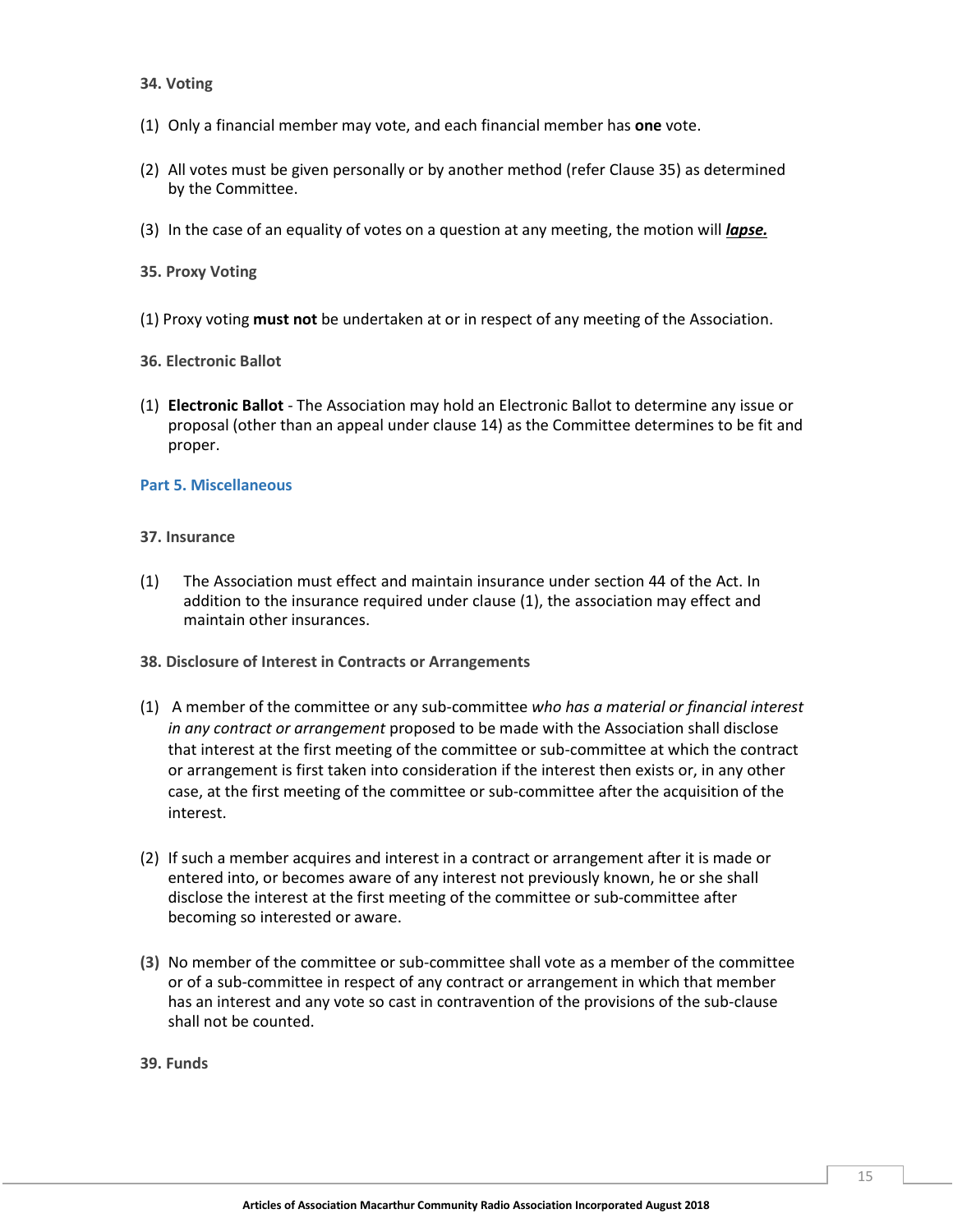**34. Voting**

(1) Only a financial member may vote, and each financial member has **one** vote.

(2) All votes must be given personally or by another method (refer Clause 35) as determined by the Committee.

(3) In the case of an equality of votes on a question at any meeting, the motion will ***lapse.***

**35. Proxy Voting**

(1) Proxy voting **must not** be undertaken at or in respect of any meeting of the Association.

**36. Electronic Ballot**

(1) **Electronic Ballot** - The Association may hold an Electronic Ballot to determine any issue or proposal (other than an appeal under clause 14) as the Committee determines to be fit and proper.

## Part 5. Miscellaneous

**37. Insurance**

(1) The Association must effect and maintain insurance under section 44 of the Act. In addition to the insurance required under clause (1), the association may effect and maintain other insurances.

**38. Disclosure of Interest in Contracts or Arrangements**

(1) A member of the committee or any sub-committee *who has a material or financial interest in any contract or arrangement* proposed to be made with the Association shall disclose that interest at the first meeting of the committee or sub-committee at which the contract or arrangement is first taken into consideration if the interest then exists or, in any other case, at the first meeting of the committee or sub-committee after the acquisition of the interest.

(2) If such a member acquires and interest in a contract or arrangement after it is made or entered into, or becomes aware of any interest not previously known, he or she shall disclose the interest at the first meeting of the committee or sub-committee after becoming so interested or aware.

**(3)** No member of the committee or sub-committee shall vote as a member of the committee or of a sub-committee in respect of any contract or arrangement in which that member has an interest and any vote so cast in contravention of the provisions of the sub-clause shall not be counted.

**39. Funds**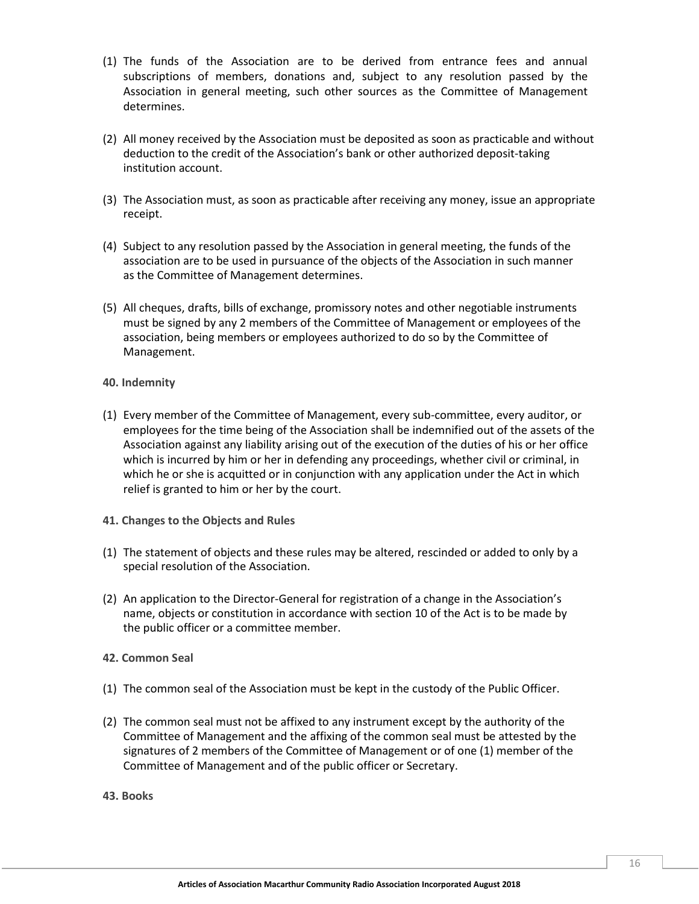(1) The funds of the Association are to be derived from entrance fees and annual subscriptions of members, donations and, subject to any resolution passed by the Association in general meeting, such other sources as the Committee of Management determines.

(2) All money received by the Association must be deposited as soon as practicable and without deduction to the credit of the Association's bank or other authorized deposit-taking institution account.

(3) The Association must, as soon as practicable after receiving any money, issue an appropriate receipt.

(4) Subject to any resolution passed by the Association in general meeting, the funds of the association are to be used in pursuance of the objects of the Association in such manner as the Committee of Management determines.

(5) All cheques, drafts, bills of exchange, promissory notes and other negotiable instruments must be signed by any 2 members of the Committee of Management or employees of the association, being members or employees authorized to do so by the Committee of Management.

**40. Indemnity**

(1) Every member of the Committee of Management, every sub-committee, every auditor, or employees for the time being of the Association shall be indemnified out of the assets of the Association against any liability arising out of the execution of the duties of his or her office which is incurred by him or her in defending any proceedings, whether civil or criminal, in which he or she is acquitted or in conjunction with any application under the Act in which relief is granted to him or her by the court.

**41. Changes to the Objects and Rules**

(1) The statement of objects and these rules may be altered, rescinded or added to only by a special resolution of the Association.

(2) An application to the Director-General for registration of a change in the Association's name, objects or constitution in accordance with section 10 of the Act is to be made by the public officer or a committee member.

**42. Common Seal**

(1) The common seal of the Association must be kept in the custody of the Public Officer.

(2) The common seal must not be affixed to any instrument except by the authority of the Committee of Management and the affixing of the common seal must be attested by the signatures of 2 members of the Committee of Management or of one (1) member of the Committee of Management and of the public officer or Secretary.

**43. Books**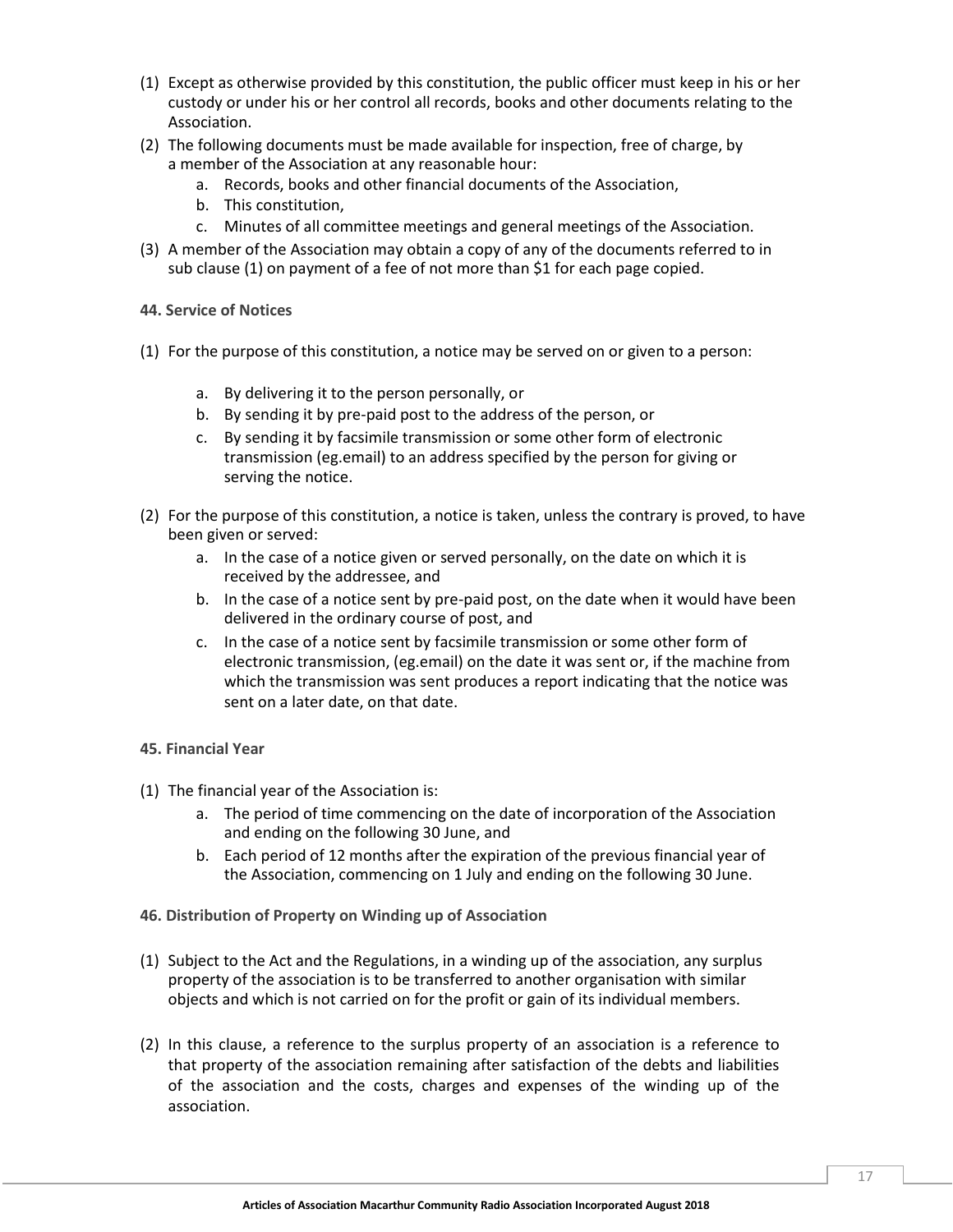(1) Except as otherwise provided by this constitution, the public officer must keep in his or her custody or under his or her control all records, books and other documents relating to the Association.

(2) The following documents must be made available for inspection, free of charge, by a member of the Association at any reasonable hour:

   a. Records, books and other financial documents of the Association,
   b. This constitution,
   c. Minutes of all committee meetings and general meetings of the Association.

(3) A member of the Association may obtain a copy of any of the documents referred to in sub clause (1) on payment of a fee of not more than $1 for each page copied.

**44. Service of Notices**

(1) For the purpose of this constitution, a notice may be served on or given to a person:

   a. By delivering it to the person personally, or
   b. By sending it by pre-paid post to the address of the person, or
   c. By sending it by facsimile transmission or some other form of electronic transmission (eg.email) to an address specified by the person for giving or serving the notice.

(2) For the purpose of this constitution, a notice is taken, unless the contrary is proved, to have been given or served:

   a. In the case of a notice given or served personally, on the date on which it is received by the addressee, and
   b. In the case of a notice sent by pre-paid post, on the date when it would have been delivered in the ordinary course of post, and
   c. In the case of a notice sent by facsimile transmission or some other form of electronic transmission, (eg.email) on the date it was sent or, if the machine from which the transmission was sent produces a report indicating that the notice was sent on a later date, on that date.

**45. Financial Year**

(1) The financial year of the Association is:

   a. The period of time commencing on the date of incorporation of the Association and ending on the following 30 June, and
   b. Each period of 12 months after the expiration of the previous financial year of the Association, commencing on 1 July and ending on the following 30 June.

**46. Distribution of Property on Winding up of Association**

(1) Subject to the Act and the Regulations, in a winding up of the association, any surplus property of the association is to be transferred to another organisation with similar objects and which is not carried on for the profit or gain of its individual members.

(2) In this clause, a reference to the surplus property of an association is a reference to that property of the association remaining after satisfaction of the debts and liabilities of the association and the costs, charges and expenses of the winding up of the association.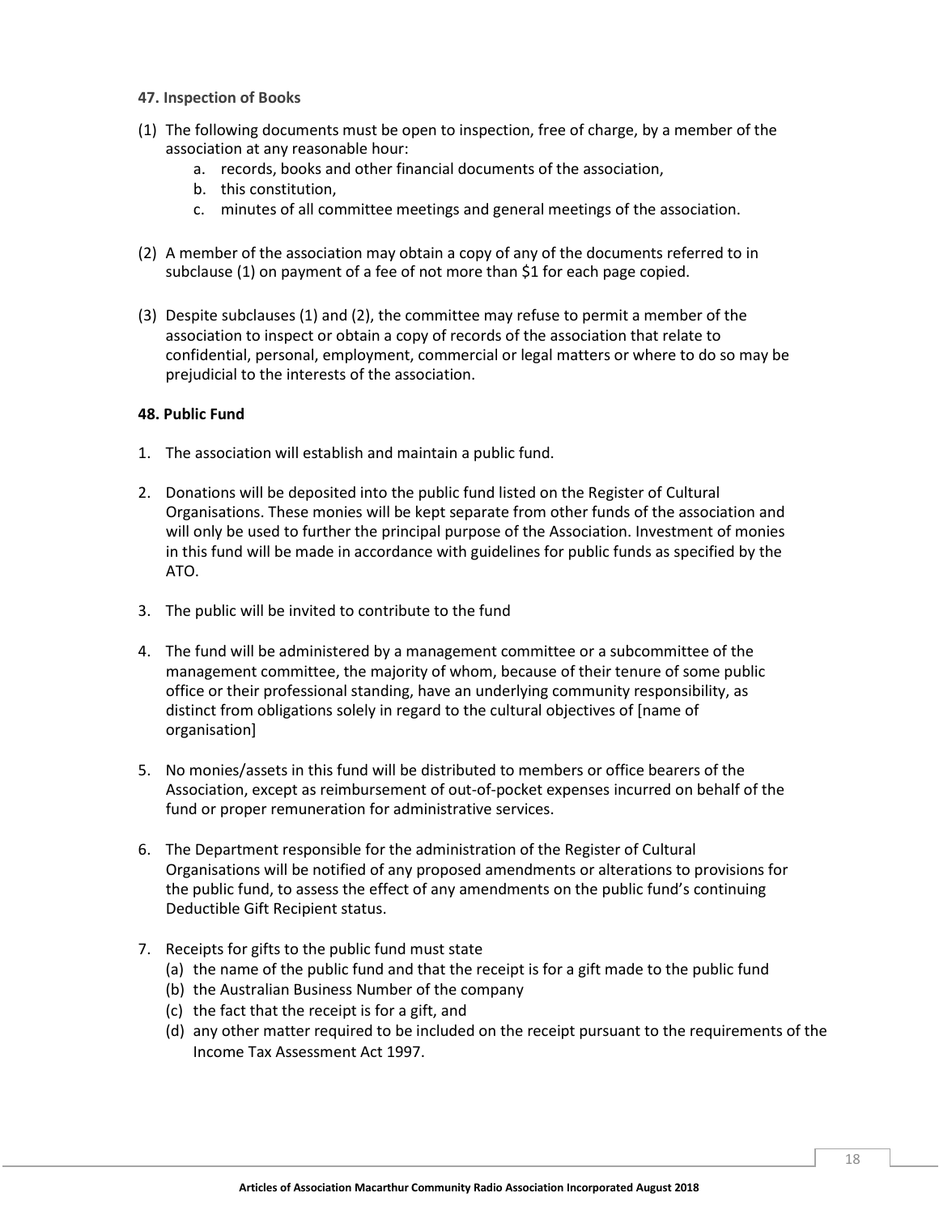**47. Inspection of Books**

(1) The following documents must be open to inspection, free of charge, by a member of the association at any reasonable hour:

a. records, books and other financial documents of the association,
b. this constitution,
c. minutes of all committee meetings and general meetings of the association.

(2) A member of the association may obtain a copy of any of the documents referred to in subclause (1) on payment of a fee of not more than $1 for each page copied.

(3) Despite subclauses (1) and (2), the committee may refuse to permit a member of the association to inspect or obtain a copy of records of the association that relate to confidential, personal, employment, commercial or legal matters or where to do so may be prejudicial to the interests of the association.

**48. Public Fund**

1. The association will establish and maintain a public fund.

2. Donations will be deposited into the public fund listed on the Register of Cultural Organisations. These monies will be kept separate from other funds of the association and will only be used to further the principal purpose of the Association. Investment of monies in this fund will be made in accordance with guidelines for public funds as specified by the ATO.

3. The public will be invited to contribute to the fund

4. The fund will be administered by a management committee or a subcommittee of the management committee, the majority of whom, because of their tenure of some public office or their professional standing, have an underlying community responsibility, as distinct from obligations solely in regard to the cultural objectives of [name of organisation]

5. No monies/assets in this fund will be distributed to members or office bearers of the Association, except as reimbursement of out-of-pocket expenses incurred on behalf of the fund or proper remuneration for administrative services.

6. The Department responsible for the administration of the Register of Cultural Organisations will be notified of any proposed amendments or alterations to provisions for the public fund, to assess the effect of any amendments on the public fund's continuing Deductible Gift Recipient status.

7. Receipts for gifts to the public fund must state

(a) the name of the public fund and that the receipt is for a gift made to the public fund
(b) the Australian Business Number of the company
(c) the fact that the receipt is for a gift, and
(d) any other matter required to be included on the receipt pursuant to the requirements of the Income Tax Assessment Act 1997.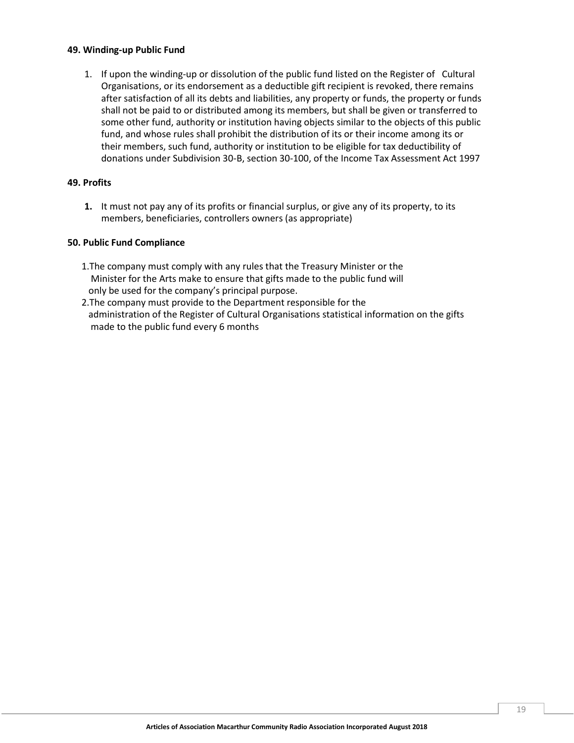**49. Winding-up Public Fund**

1. If upon the winding-up or dissolution of the public fund listed on the Register of Cultural Organisations, or its endorsement as a deductible gift recipient is revoked, there remains after satisfaction of all its debts and liabilities, any property or funds, the property or funds shall not be paid to or distributed among its members, but shall be given or transferred to some other fund, authority or institution having objects similar to the objects of this public fund, and whose rules shall prohibit the distribution of its or their income among its or their members, such fund, authority or institution to be eligible for tax deductibility of donations under Subdivision 30-B, section 30-100, of the Income Tax Assessment Act 1997

**49. Profits**

**1.** It must not pay any of its profits or financial surplus, or give any of its property, to its members, beneficiaries, controllers owners (as appropriate)

**50. Public Fund Compliance**

1. The company must comply with any rules that the Treasury Minister or the Minister for the Arts make to ensure that gifts made to the public fund will only be used for the company's principal purpose.
2. The company must provide to the Department responsible for the administration of the Register of Cultural Organisations statistical information on the gifts made to the public fund every 6 months